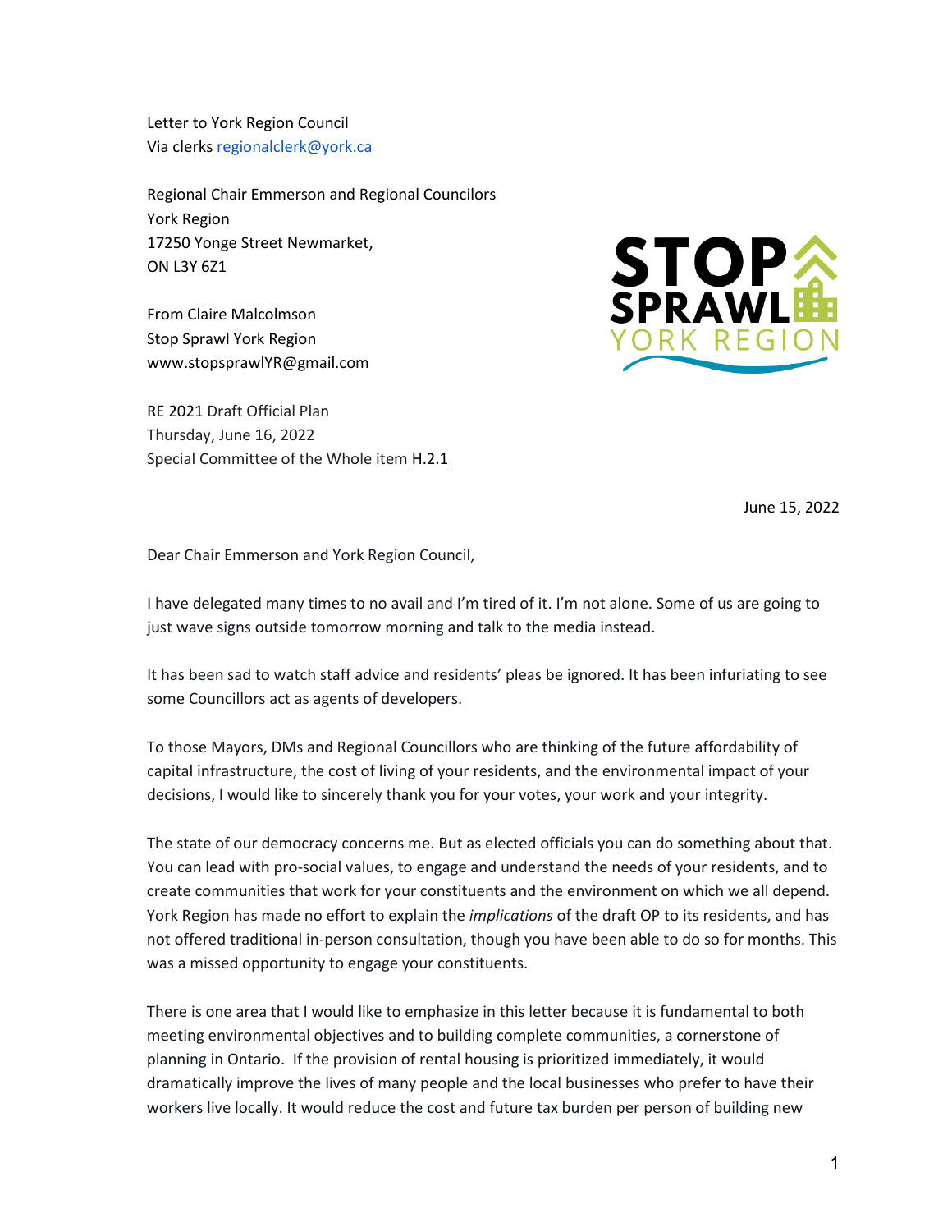Letter to York Region Council
Via clerks regionalclerk@york.ca

Regional Chair Emmerson and Regional Councilors
York Region
17250 Yonge Street Newmarket,
ON L3Y 6Z1

From Claire Malcolmson
Stop Sprawl York Region
www.stopsprawlYR@gmail.com

RE 2021 Draft Official Plan
Thursday, June 16, 2022
Special Committee of the Whole item H.2.1

June 15, 2022

Dear Chair Emmerson and York Region Council,

I have delegated many times to no avail and I'm tired of it. I'm not alone. Some of us are going to just wave signs outside tomorrow morning and talk to the media instead.

It has been sad to watch staff advice and residents' pleas be ignored. It has been infuriating to see some Councillors act as agents of developers.

To those Mayors, DMs and Regional Councillors who are thinking of the future affordability of capital infrastructure, the cost of living of your residents, and the environmental impact of your decisions, I would like to sincerely thank you for your votes, your work and your integrity.

The state of our democracy concerns me. But as elected officials you can do something about that. You can lead with pro-social values, to engage and understand the needs of your residents, and to create communities that work for your constituents and the environment on which we all depend. York Region has made no effort to explain the *implications* of the draft OP to its residents, and has not offered traditional in-person consultation, though you have been able to do so for months. This was a missed opportunity to engage your constituents.

There is one area that I would like to emphasize in this letter because it is fundamental to both meeting environmental objectives and to building complete communities, a cornerstone of planning in Ontario. If the provision of rental housing is prioritized immediately, it would dramatically improve the lives of many people and the local businesses who prefer to have their workers live locally. It would reduce the cost and future tax burden per person of building new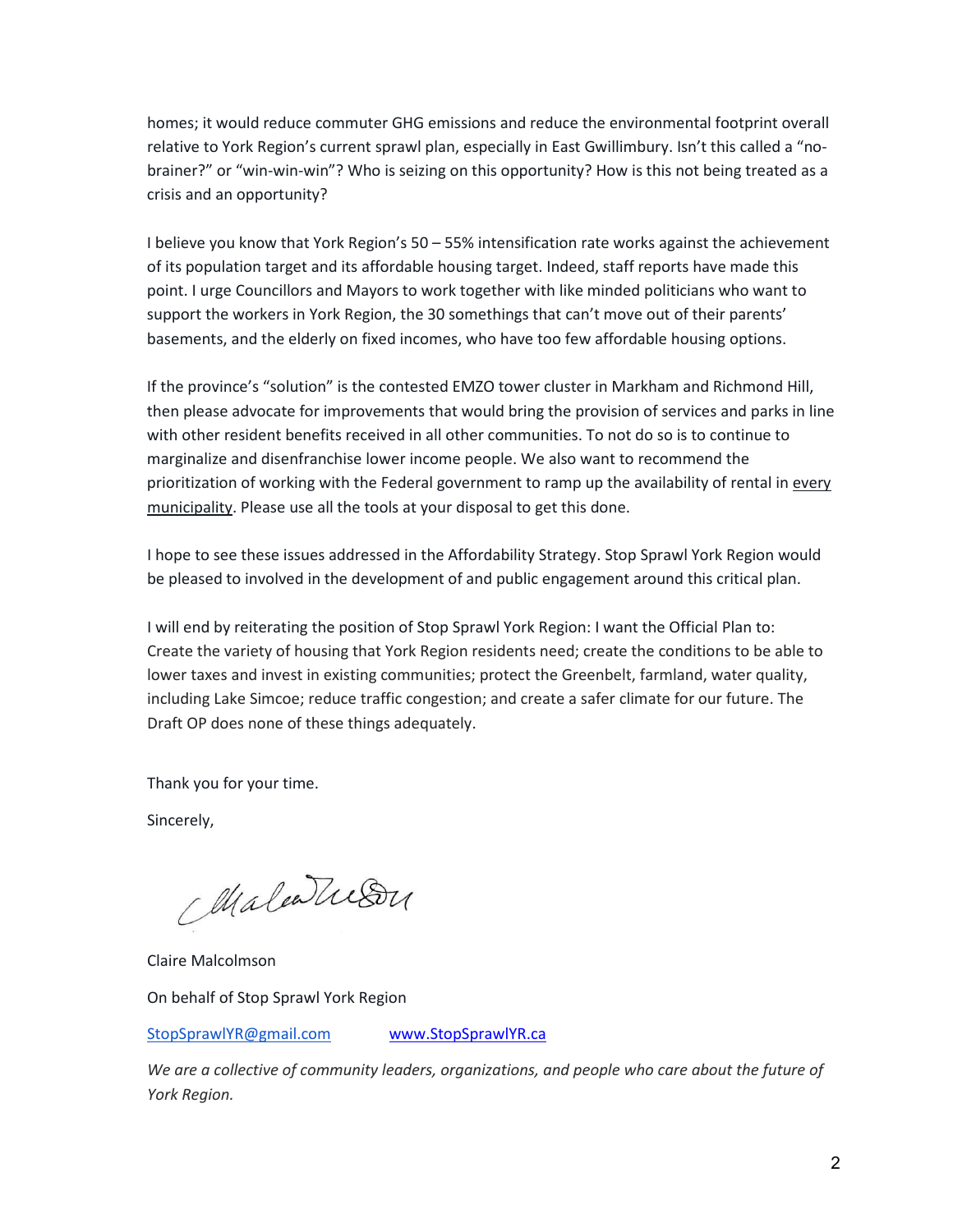homes; it would reduce commuter GHG emissions and reduce the environmental footprint overall relative to York Region's current sprawl plan, especially in East Gwillimbury. Isn't this called a "no-brainer?" or "win-win-win"? Who is seizing on this opportunity? How is this not being treated as a crisis and an opportunity?

I believe you know that York Region's 50 – 55% intensification rate works against the achievement of its population target and its affordable housing target. Indeed, staff reports have made this point. I urge Councillors and Mayors to work together with like minded politicians who want to support the workers in York Region, the 30 somethings that can't move out of their parents' basements, and the elderly on fixed incomes, who have too few affordable housing options.

If the province's "solution" is the contested EMZO tower cluster in Markham and Richmond Hill, then please advocate for improvements that would bring the provision of services and parks in line with other resident benefits received in all other communities. To not do so is to continue to marginalize and disenfranchise lower income people. We also want to recommend the prioritization of working with the Federal government to ramp up the availability of rental in <u>every municipality</u>. Please use all the tools at your disposal to get this done.

I hope to see these issues addressed in the Affordability Strategy. Stop Sprawl York Region would be pleased to involved in the development of and public engagement around this critical plan.

I will end by reiterating the position of Stop Sprawl York Region: I want the Official Plan to: Create the variety of housing that York Region residents need; create the conditions to be able to lower taxes and invest in existing communities; protect the Greenbelt, farmland, water quality, including Lake Simcoe; reduce traffic congestion; and create a safer climate for our future. The Draft OP does none of these things adequately.

Thank you for your time.

Sincerely,

Claire Malcolmson

On behalf of Stop Sprawl York Region

StopSprawlYR@gmail.com www.StopSprawlYR.ca

*We are a collective of community leaders, organizations, and people who care about the future of York Region.*